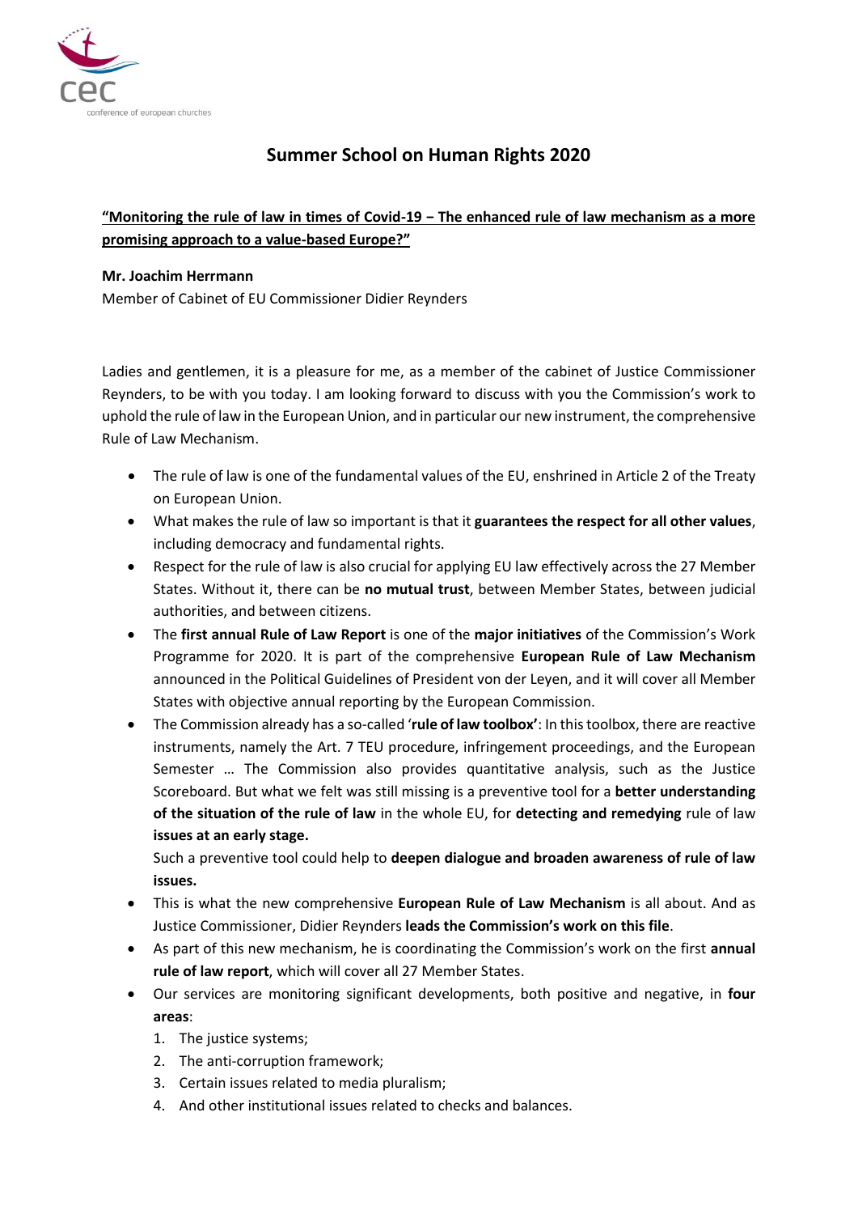# Summer School on Human Rights 2020

**"Monitoring the rule of law in times of Covid-19 – The enhanced rule of law mechanism as a more promising approach to a value-based Europe?"**

**Mr. Joachim Herrmann**

Member of Cabinet of EU Commissioner Didier Reynders

Ladies and gentlemen, it is a pleasure for me, as a member of the cabinet of Justice Commissioner Reynders, to be with you today. I am looking forward to discuss with you the Commission's work to uphold the rule of law in the European Union, and in particular our new instrument, the comprehensive Rule of Law Mechanism.

- The rule of law is one of the fundamental values of the EU, enshrined in Article 2 of the Treaty on European Union.
- What makes the rule of law so important is that it **guarantees the respect for all other values**, including democracy and fundamental rights.
- Respect for the rule of law is also crucial for applying EU law effectively across the 27 Member States. Without it, there can be **no mutual trust**, between Member States, between judicial authorities, and between citizens.
- The **first annual Rule of Law Report** is one of the **major initiatives** of the Commission's Work Programme for 2020. It is part of the comprehensive **European Rule of Law Mechanism** announced in the Political Guidelines of President von der Leyen, and it will cover all Member States with objective annual reporting by the European Commission.
- The Commission already has a so-called '**rule of law toolbox'**: In this toolbox, there are reactive instruments, namely the Art. 7 TEU procedure, infringement proceedings, and the European Semester … The Commission also provides quantitative analysis, such as the Justice Scoreboard. But what we felt was still missing is a preventive tool for a **better understanding of the situation of the rule of law** in the whole EU, for **detecting and remedying** rule of law **issues at an early stage.**

  Such a preventive tool could help to **deepen dialogue and broaden awareness of rule of law issues.**
- This is what the new comprehensive **European Rule of Law Mechanism** is all about. And as Justice Commissioner, Didier Reynders **leads the Commission's work on this file**.
- As part of this new mechanism, he is coordinating the Commission's work on the first **annual rule of law report**, which will cover all 27 Member States.
- Our services are monitoring significant developments, both positive and negative, in **four areas**:
  1. The justice systems;
  2. The anti-corruption framework;
  3. Certain issues related to media pluralism;
  4. And other institutional issues related to checks and balances.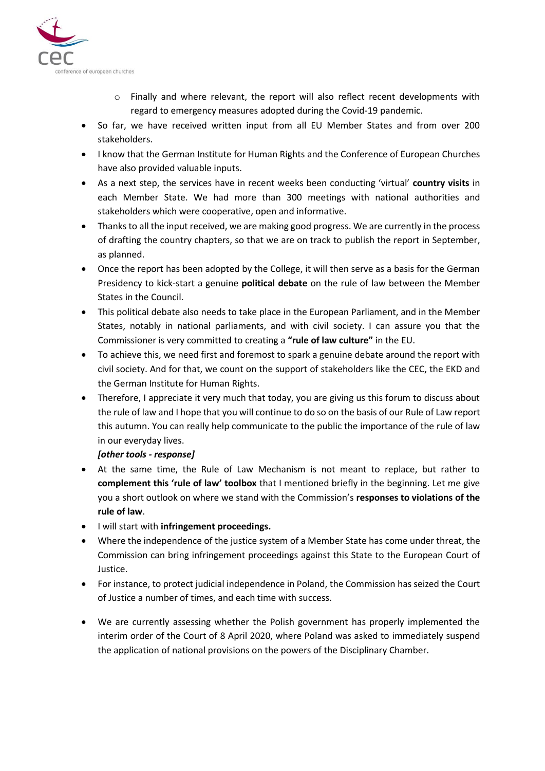- Finally and where relevant, the report will also reflect recent developments with regard to emergency measures adopted during the Covid-19 pandemic.
- So far, we have received written input from all EU Member States and from over 200 stakeholders.
- I know that the German Institute for Human Rights and the Conference of European Churches have also provided valuable inputs.
- As a next step, the services have in recent weeks been conducting 'virtual' **country visits** in each Member State. We had more than 300 meetings with national authorities and stakeholders which were cooperative, open and informative.
- Thanks to all the input received, we are making good progress. We are currently in the process of drafting the country chapters, so that we are on track to publish the report in September, as planned.
- Once the report has been adopted by the College, it will then serve as a basis for the German Presidency to kick-start a genuine **political debate** on the rule of law between the Member States in the Council.
- This political debate also needs to take place in the European Parliament, and in the Member States, notably in national parliaments, and with civil society. I can assure you that the Commissioner is very committed to creating a **"rule of law culture"** in the EU.
- To achieve this, we need first and foremost to spark a genuine debate around the report with civil society. And for that, we count on the support of stakeholders like the CEC, the EKD and the German Institute for Human Rights.
- Therefore, I appreciate it very much that today, you are giving us this forum to discuss about the rule of law and I hope that you will continue to do so on the basis of our Rule of Law report this autumn. You can really help communicate to the public the importance of the rule of law in our everyday lives.

  ***[other tools - response]***
- At the same time, the Rule of Law Mechanism is not meant to replace, but rather to **complement this 'rule of law' toolbox** that I mentioned briefly in the beginning. Let me give you a short outlook on where we stand with the Commission's **responses to violations of the rule of law**.
- I will start with **infringement proceedings.**
- Where the independence of the justice system of a Member State has come under threat, the Commission can bring infringement proceedings against this State to the European Court of Justice.
- For instance, to protect judicial independence in Poland, the Commission has seized the Court of Justice a number of times, and each time with success.
- We are currently assessing whether the Polish government has properly implemented the interim order of the Court of 8 April 2020, where Poland was asked to immediately suspend the application of national provisions on the powers of the Disciplinary Chamber.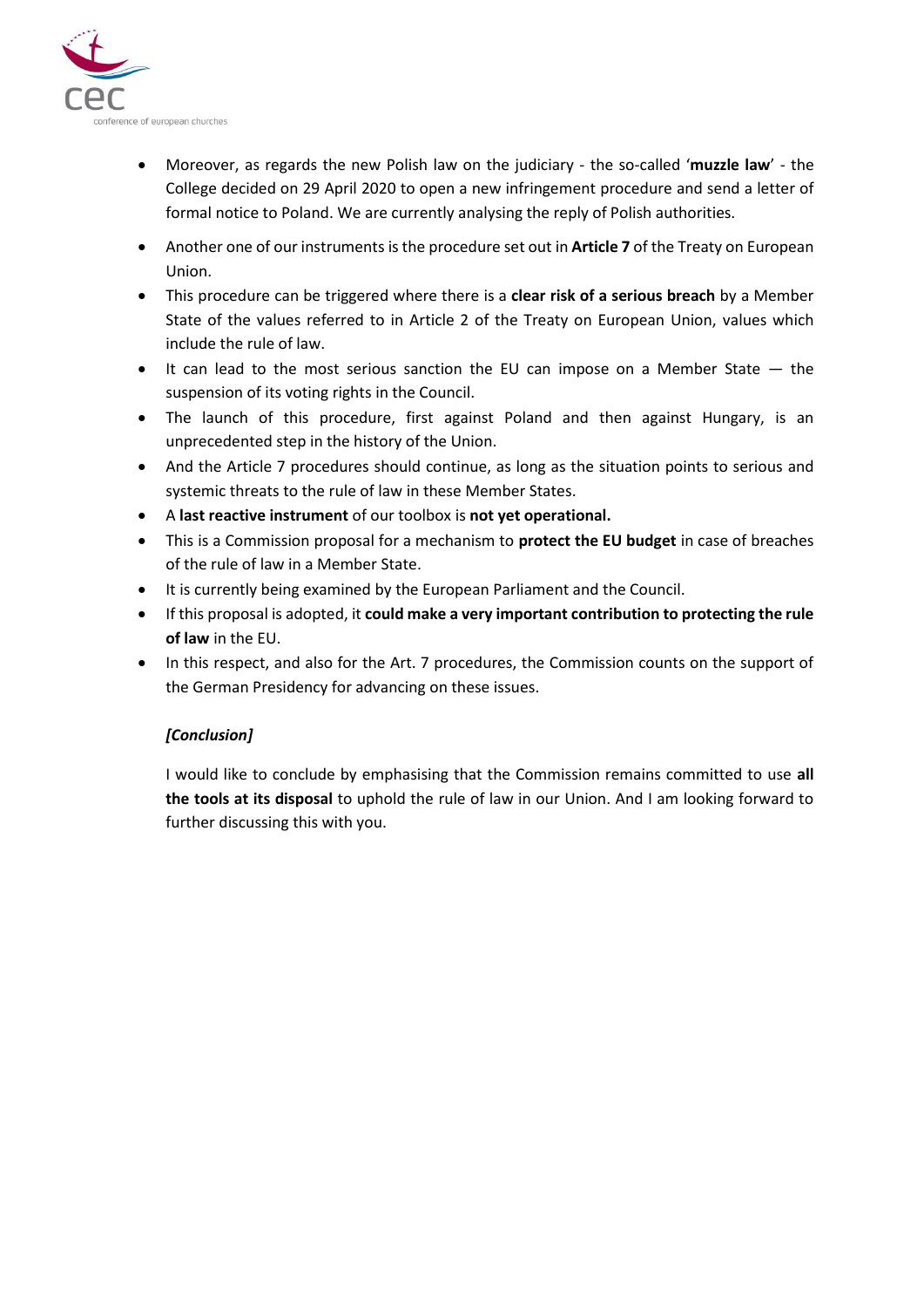- Moreover, as regards the new Polish law on the judiciary - the so-called '**muzzle law**' - the College decided on 29 April 2020 to open a new infringement procedure and send a letter of formal notice to Poland. We are currently analysing the reply of Polish authorities.
- Another one of our instruments is the procedure set out in **Article 7** of the Treaty on European Union.
- This procedure can be triggered where there is a **clear risk of a serious breach** by a Member State of the values referred to in Article 2 of the Treaty on European Union, values which include the rule of law.
- It can lead to the most serious sanction the EU can impose on a Member State — the suspension of its voting rights in the Council.
- The launch of this procedure, first against Poland and then against Hungary, is an unprecedented step in the history of the Union.
- And the Article 7 procedures should continue, as long as the situation points to serious and systemic threats to the rule of law in these Member States.
- A **last reactive instrument** of our toolbox is **not yet operational.**
- This is a Commission proposal for a mechanism to **protect the EU budget** in case of breaches of the rule of law in a Member State.
- It is currently being examined by the European Parliament and the Council.
- If this proposal is adopted, it **could make a very important contribution to protecting the rule of law** in the EU.
- In this respect, and also for the Art. 7 procedures, the Commission counts on the support of the German Presidency for advancing on these issues.

***[Conclusion]***

I would like to conclude by emphasising that the Commission remains committed to use **all the tools at its disposal** to uphold the rule of law in our Union. And I am looking forward to further discussing this with you.